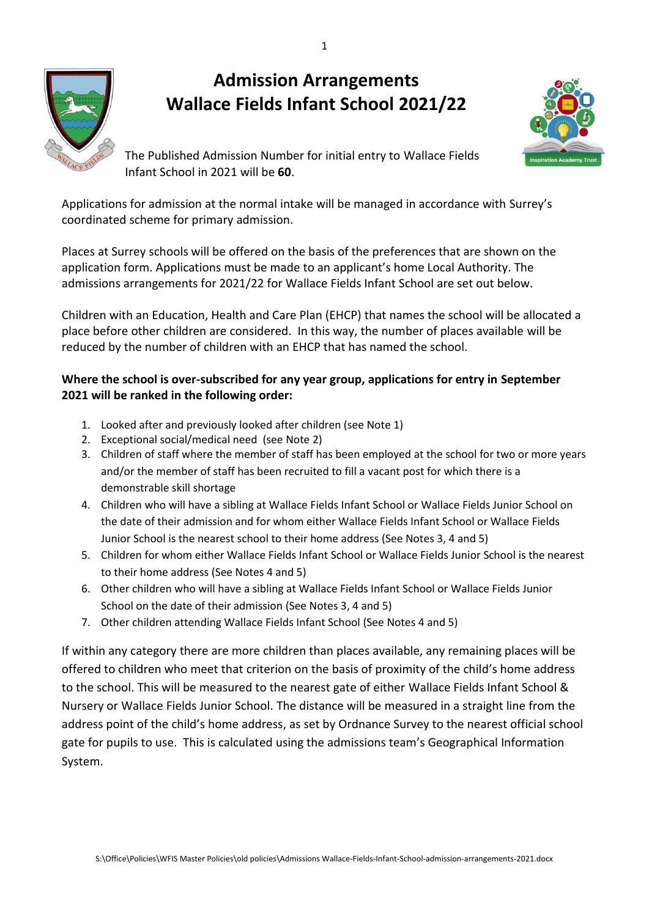# Admission Arrangements
# Wallace Fields Infant School 2021/22

The Published Admission Number for initial entry to Wallace Fields Infant School in 2021 will be **60**.

Applications for admission at the normal intake will be managed in accordance with Surrey's coordinated scheme for primary admission.

Places at Surrey schools will be offered on the basis of the preferences that are shown on the application form. Applications must be made to an applicant's home Local Authority. The admissions arrangements for 2021/22 for Wallace Fields Infant School are set out below.

Children with an Education, Health and Care Plan (EHCP) that names the school will be allocated a place before other children are considered. In this way, the number of places available will be reduced by the number of children with an EHCP that has named the school.

**Where the school is over-subscribed for any year group, applications for entry in September 2021 will be ranked in the following order:**

1. Looked after and previously looked after children (see Note 1)
2. Exceptional social/medical need (see Note 2)
3. Children of staff where the member of staff has been employed at the school for two or more years and/or the member of staff has been recruited to fill a vacant post for which there is a demonstrable skill shortage
4. Children who will have a sibling at Wallace Fields Infant School or Wallace Fields Junior School on the date of their admission and for whom either Wallace Fields Infant School or Wallace Fields Junior School is the nearest school to their home address (See Notes 3, 4 and 5)
5. Children for whom either Wallace Fields Infant School or Wallace Fields Junior School is the nearest to their home address (See Notes 4 and 5)
6. Other children who will have a sibling at Wallace Fields Infant School or Wallace Fields Junior School on the date of their admission (See Notes 3, 4 and 5)
7. Other children attending Wallace Fields Infant School (See Notes 4 and 5)

If within any category there are more children than places available, any remaining places will be offered to children who meet that criterion on the basis of proximity of the child's home address to the school. This will be measured to the nearest gate of either Wallace Fields Infant School & Nursery or Wallace Fields Junior School. The distance will be measured in a straight line from the address point of the child's home address, as set by Ordnance Survey to the nearest official school gate for pupils to use. This is calculated using the admissions team's Geographical Information System.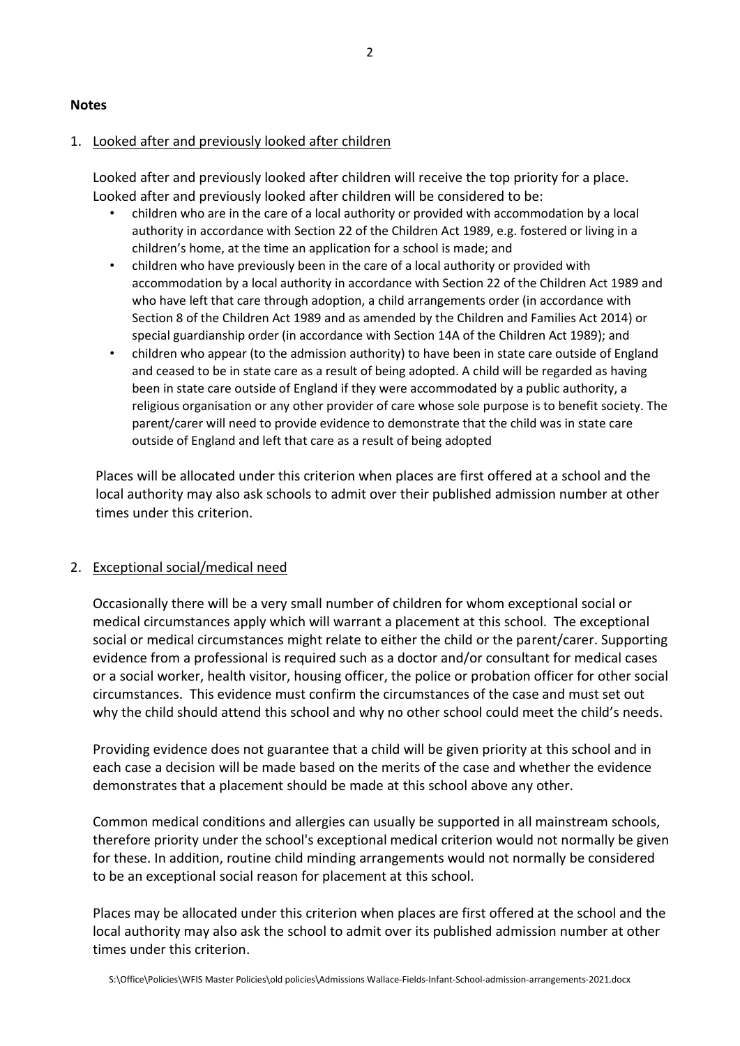**Notes**

1. Looked after and previously looked after children

   Looked after and previously looked after children will receive the top priority for a place. Looked after and previously looked after children will be considered to be:

   - children who are in the care of a local authority or provided with accommodation by a local authority in accordance with Section 22 of the Children Act 1989, e.g. fostered or living in a children's home, at the time an application for a school is made; and
   - children who have previously been in the care of a local authority or provided with accommodation by a local authority in accordance with Section 22 of the Children Act 1989 and who have left that care through adoption, a child arrangements order (in accordance with Section 8 of the Children Act 1989 and as amended by the Children and Families Act 2014) or special guardianship order (in accordance with Section 14A of the Children Act 1989); and
   - children who appear (to the admission authority) to have been in state care outside of England and ceased to be in state care as a result of being adopted. A child will be regarded as having been in state care outside of England if they were accommodated by a public authority, a religious organisation or any other provider of care whose sole purpose is to benefit society. The parent/carer will need to provide evidence to demonstrate that the child was in state care outside of England and left that care as a result of being adopted

   Places will be allocated under this criterion when places are first offered at a school and the local authority may also ask schools to admit over their published admission number at other times under this criterion.

2. Exceptional social/medical need

   Occasionally there will be a very small number of children for whom exceptional social or medical circumstances apply which will warrant a placement at this school. The exceptional social or medical circumstances might relate to either the child or the parent/carer. Supporting evidence from a professional is required such as a doctor and/or consultant for medical cases or a social worker, health visitor, housing officer, the police or probation officer for other social circumstances. This evidence must confirm the circumstances of the case and must set out why the child should attend this school and why no other school could meet the child's needs.

   Providing evidence does not guarantee that a child will be given priority at this school and in each case a decision will be made based on the merits of the case and whether the evidence demonstrates that a placement should be made at this school above any other.

   Common medical conditions and allergies can usually be supported in all mainstream schools, therefore priority under the school's exceptional medical criterion would not normally be given for these. In addition, routine child minding arrangements would not normally be considered to be an exceptional social reason for placement at this school.

   Places may be allocated under this criterion when places are first offered at the school and the local authority may also ask the school to admit over its published admission number at other times under this criterion.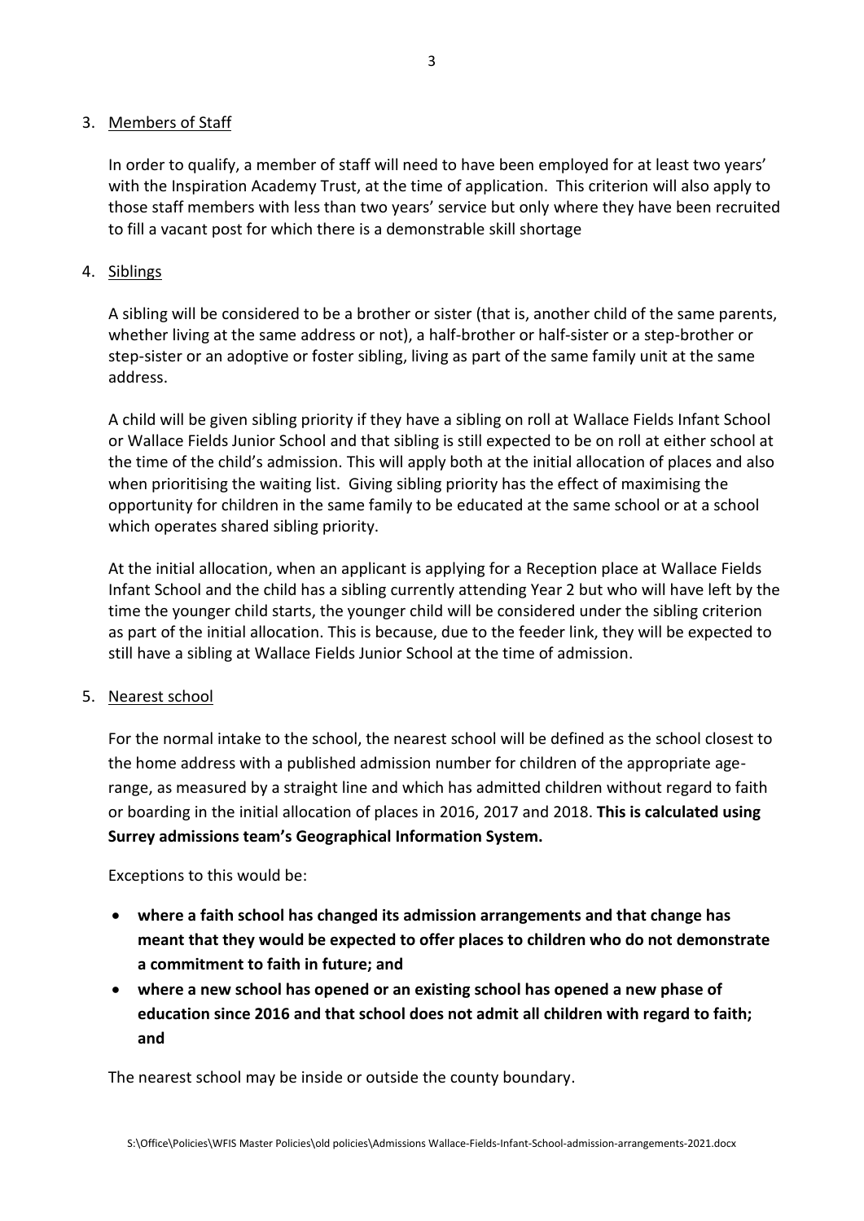3. <u>Members of Staff</u>

   In order to qualify, a member of staff will need to have been employed for at least two years' with the Inspiration Academy Trust, at the time of application. This criterion will also apply to those staff members with less than two years' service but only where they have been recruited to fill a vacant post for which there is a demonstrable skill shortage

4. <u>Siblings</u>

   A sibling will be considered to be a brother or sister (that is, another child of the same parents, whether living at the same address or not), a half-brother or half-sister or a step-brother or step-sister or an adoptive or foster sibling, living as part of the same family unit at the same address.

   A child will be given sibling priority if they have a sibling on roll at Wallace Fields Infant School or Wallace Fields Junior School and that sibling is still expected to be on roll at either school at the time of the child's admission. This will apply both at the initial allocation of places and also when prioritising the waiting list. Giving sibling priority has the effect of maximising the opportunity for children in the same family to be educated at the same school or at a school which operates shared sibling priority.

   At the initial allocation, when an applicant is applying for a Reception place at Wallace Fields Infant School and the child has a sibling currently attending Year 2 but who will have left by the time the younger child starts, the younger child will be considered under the sibling criterion as part of the initial allocation. This is because, due to the feeder link, they will be expected to still have a sibling at Wallace Fields Junior School at the time of admission.

5. <u>Nearest school</u>

   For the normal intake to the school, the nearest school will be defined as the school closest to the home address with a published admission number for children of the appropriate age-range, as measured by a straight line and which has admitted children without regard to faith or boarding in the initial allocation of places in 2016, 2017 and 2018. **This is calculated using Surrey admissions team's Geographical Information System.**

   Exceptions to this would be:

   - **where a faith school has changed its admission arrangements and that change has meant that they would be expected to offer places to children who do not demonstrate a commitment to faith in future; and**
   - **where a new school has opened or an existing school has opened a new phase of education since 2016 and that school does not admit all children with regard to faith; and**

   The nearest school may be inside or outside the county boundary.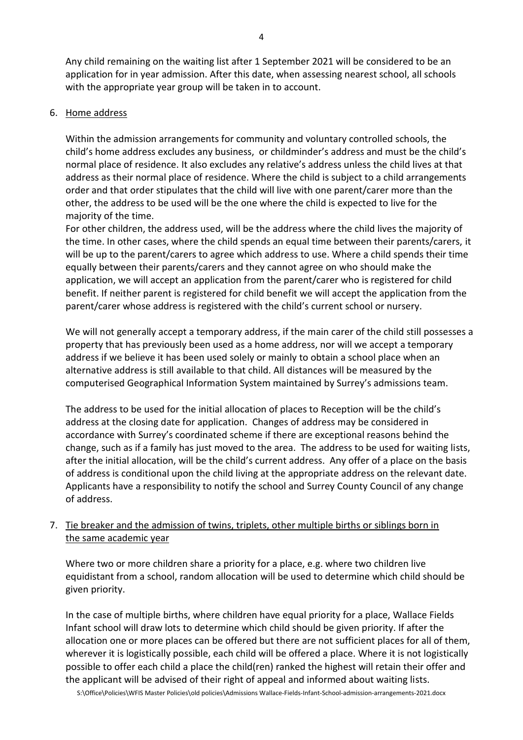Any child remaining on the waiting list after 1 September 2021 will be considered to be an application for in year admission. After this date, when assessing nearest school, all schools with the appropriate year group will be taken in to account.

6. Home address

   Within the admission arrangements for community and voluntary controlled schools, the child's home address excludes any business, or childminder's address and must be the child's normal place of residence. It also excludes any relative's address unless the child lives at that address as their normal place of residence. Where the child is subject to a child arrangements order and that order stipulates that the child will live with one parent/carer more than the other, the address to be used will be the one where the child is expected to live for the majority of the time.
   For other children, the address used, will be the address where the child lives the majority of the time. In other cases, where the child spends an equal time between their parents/carers, it will be up to the parent/carers to agree which address to use. Where a child spends their time equally between their parents/carers and they cannot agree on who should make the application, we will accept an application from the parent/carer who is registered for child benefit. If neither parent is registered for child benefit we will accept the application from the parent/carer whose address is registered with the child's current school or nursery.

   We will not generally accept a temporary address, if the main carer of the child still possesses a property that has previously been used as a home address, nor will we accept a temporary address if we believe it has been used solely or mainly to obtain a school place when an alternative address is still available to that child. All distances will be measured by the computerised Geographical Information System maintained by Surrey's admissions team.

   The address to be used for the initial allocation of places to Reception will be the child's address at the closing date for application. Changes of address may be considered in accordance with Surrey's coordinated scheme if there are exceptional reasons behind the change, such as if a family has just moved to the area. The address to be used for waiting lists, after the initial allocation, will be the child's current address. Any offer of a place on the basis of address is conditional upon the child living at the appropriate address on the relevant date. Applicants have a responsibility to notify the school and Surrey County Council of any change of address.

7. Tie breaker and the admission of twins, triplets, other multiple births or siblings born in the same academic year

   Where two or more children share a priority for a place, e.g. where two children live equidistant from a school, random allocation will be used to determine which child should be given priority.

   In the case of multiple births, where children have equal priority for a place, Wallace Fields Infant school will draw lots to determine which child should be given priority. If after the allocation one or more places can be offered but there are not sufficient places for all of them, wherever it is logistically possible, each child will be offered a place. Where it is not logistically possible to offer each child a place the child(ren) ranked the highest will retain their offer and the applicant will be advised of their right of appeal and informed about waiting lists.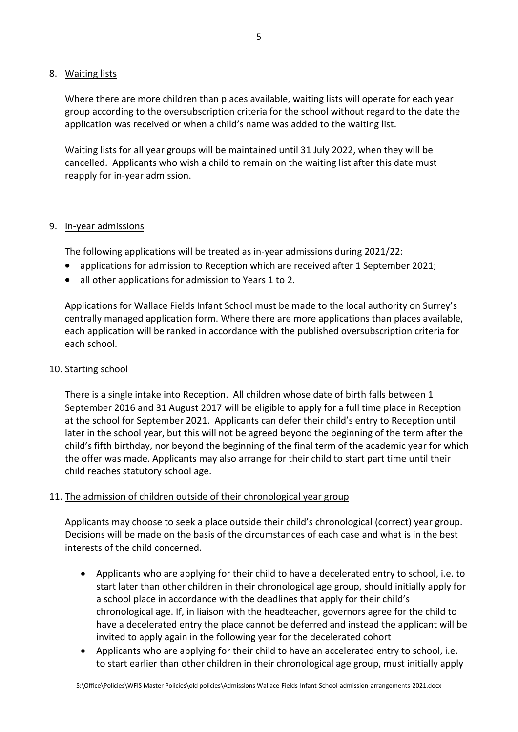8. <u>Waiting lists</u>

   Where there are more children than places available, waiting lists will operate for each year group according to the oversubscription criteria for the school without regard to the date the application was received or when a child's name was added to the waiting list.

   Waiting lists for all year groups will be maintained until 31 July 2022, when they will be cancelled. Applicants who wish a child to remain on the waiting list after this date must reapply for in-year admission.

9. <u>In-year admissions</u>

   The following applications will be treated as in-year admissions during 2021/22:

   - applications for admission to Reception which are received after 1 September 2021;
   - all other applications for admission to Years 1 to 2.

   Applications for Wallace Fields Infant School must be made to the local authority on Surrey's centrally managed application form. Where there are more applications than places available, each application will be ranked in accordance with the published oversubscription criteria for each school.

10. <u>Starting school</u>

    There is a single intake into Reception. All children whose date of birth falls between 1 September 2016 and 31 August 2017 will be eligible to apply for a full time place in Reception at the school for September 2021. Applicants can defer their child's entry to Reception until later in the school year, but this will not be agreed beyond the beginning of the term after the child's fifth birthday, nor beyond the beginning of the final term of the academic year for which the offer was made. Applicants may also arrange for their child to start part time until their child reaches statutory school age.

11. <u>The admission of children outside of their chronological year group</u>

    Applicants may choose to seek a place outside their child's chronological (correct) year group. Decisions will be made on the basis of the circumstances of each case and what is in the best interests of the child concerned.

    - Applicants who are applying for their child to have a decelerated entry to school, i.e. to start later than other children in their chronological age group, should initially apply for a school place in accordance with the deadlines that apply for their child's chronological age. If, in liaison with the headteacher, governors agree for the child to have a decelerated entry the place cannot be deferred and instead the applicant will be invited to apply again in the following year for the decelerated cohort
    - Applicants who are applying for their child to have an accelerated entry to school, i.e. to start earlier than other children in their chronological age group, must initially apply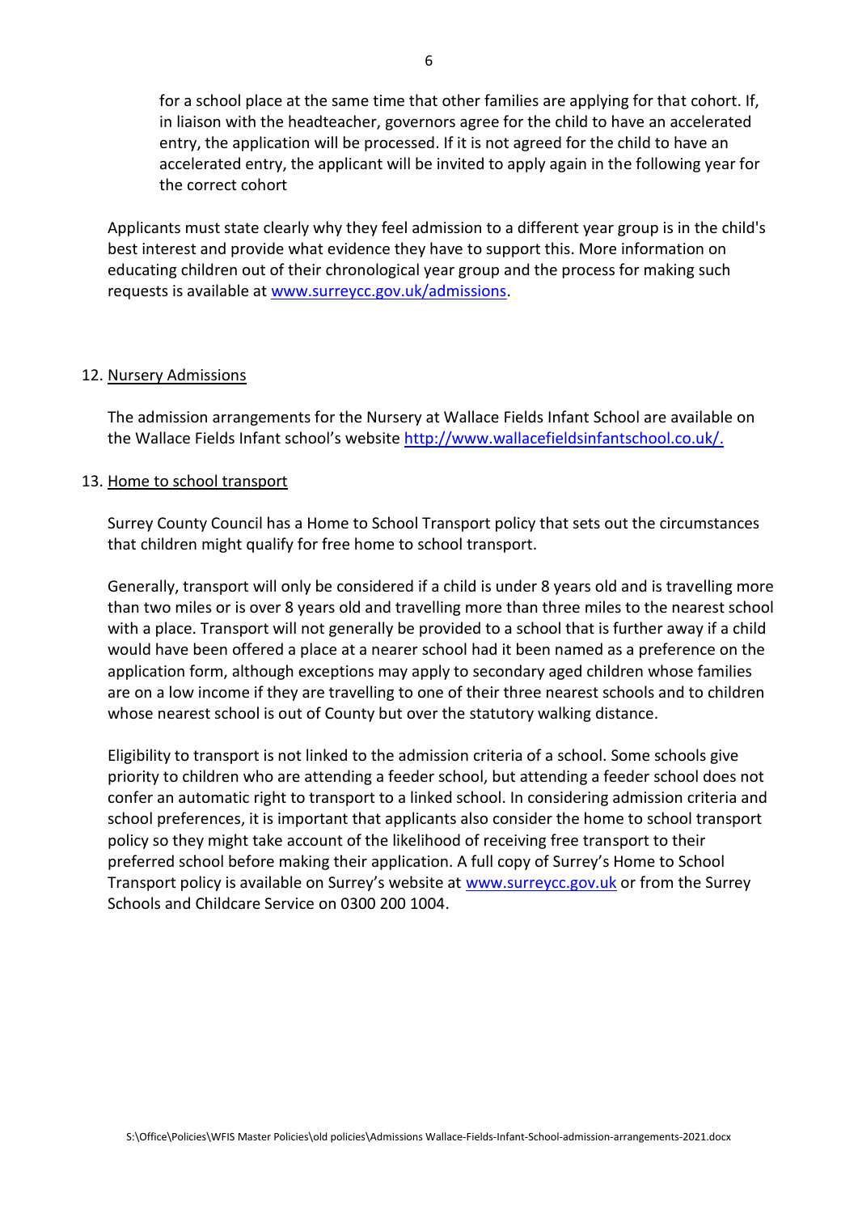for a school place at the same time that other families are applying for that cohort. If, in liaison with the headteacher, governors agree for the child to have an accelerated entry, the application will be processed. If it is not agreed for the child to have an accelerated entry, the applicant will be invited to apply again in the following year for the correct cohort

Applicants must state clearly why they feel admission to a different year group is in the child's best interest and provide what evidence they have to support this. More information on educating children out of their chronological year group and the process for making such requests is available at [www.surreycc.gov.uk/admissions](www.surreycc.gov.uk/admissions).

12. Nursery Admissions

The admission arrangements for the Nursery at Wallace Fields Infant School are available on the Wallace Fields Infant school's website [http://www.wallacefieldsinfantschool.co.uk/.](http://www.wallacefieldsinfantschool.co.uk/)

13. Home to school transport

Surrey County Council has a Home to School Transport policy that sets out the circumstances that children might qualify for free home to school transport.

Generally, transport will only be considered if a child is under 8 years old and is travelling more than two miles or is over 8 years old and travelling more than three miles to the nearest school with a place. Transport will not generally be provided to a school that is further away if a child would have been offered a place at a nearer school had it been named as a preference on the application form, although exceptions may apply to secondary aged children whose families are on a low income if they are travelling to one of their three nearest schools and to children whose nearest school is out of County but over the statutory walking distance.

Eligibility to transport is not linked to the admission criteria of a school. Some schools give priority to children who are attending a feeder school, but attending a feeder school does not confer an automatic right to transport to a linked school. In considering admission criteria and school preferences, it is important that applicants also consider the home to school transport policy so they might take account of the likelihood of receiving free transport to their preferred school before making their application. A full copy of Surrey's Home to School Transport policy is available on Surrey's website at [www.surreycc.gov.uk](www.surreycc.gov.uk) or from the Surrey Schools and Childcare Service on 0300 200 1004.